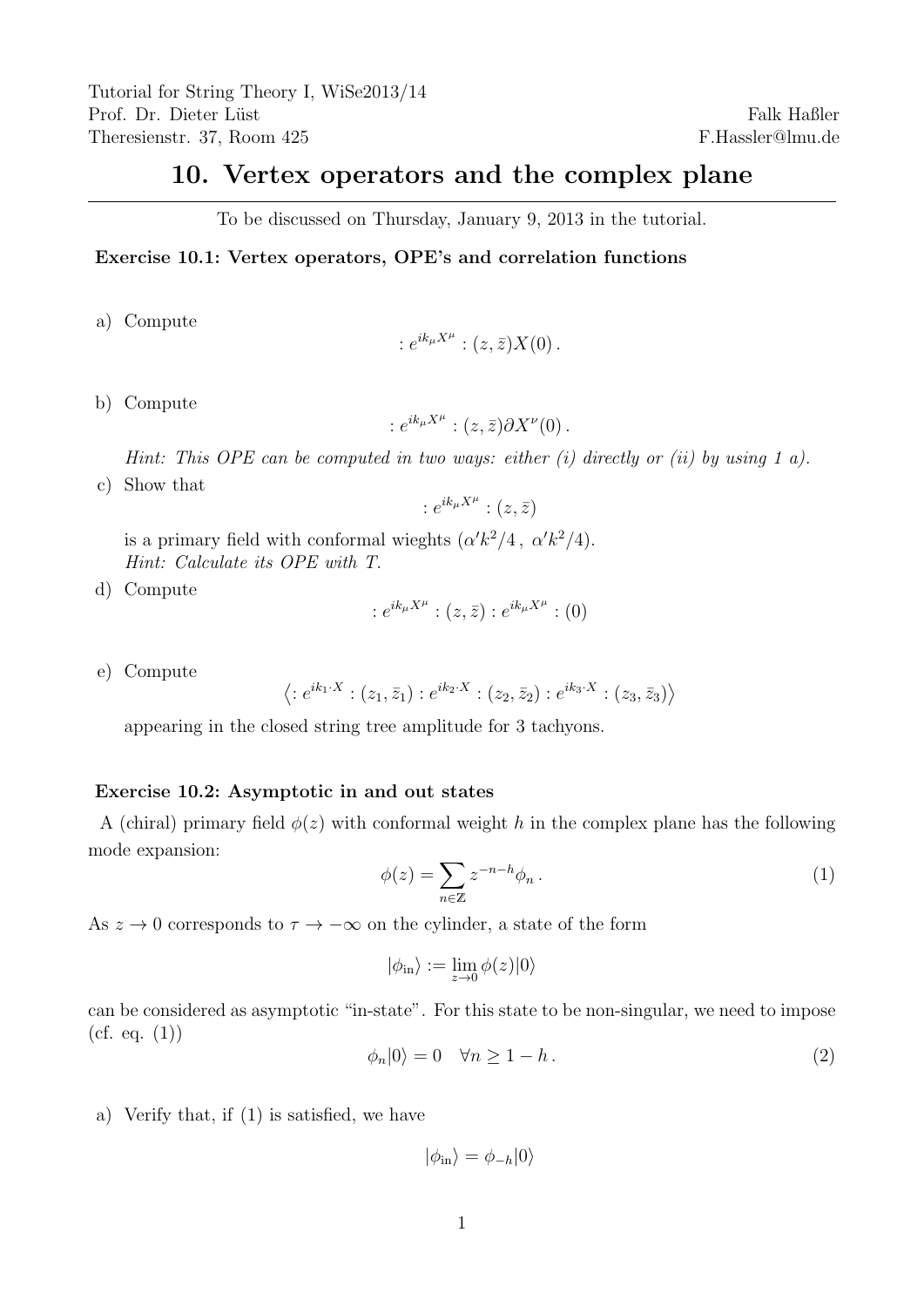Tutorial for String Theory I, WiSe2013/14
Prof. Dr. Dieter Lüst
Theresienstr. 37, Room 425

Falk Haßler
F.Hassler@lmu.de

# 10. Vertex operators and the complex plane

To be discussed on Thursday, January 9, 2013 in the tutorial.

### Exercise 10.1: Vertex operators, OPE's and correlation functions

a) Compute

$$: e^{ik_\mu X^\mu} : (z, \bar{z}) X(0) \,.$$

b) Compute

$$: e^{ik_\mu X^\mu} : (z, \bar{z}) \partial X^\nu(0) \,.$$

*Hint: This OPE can be computed in two ways: either (i) directly or (ii) by using 1 a).*

c) Show that

$$: e^{ik_\mu X^\mu} : (z, \bar{z})$$

is a primary field with conformal wieghts $(\alpha' k^2/4 \,,\ \alpha' k^2/4)$.
*Hint: Calculate its OPE with T.*

d) Compute

$$: e^{ik_\mu X^\mu} : (z, \bar{z}) : e^{ik_\mu X^\mu} : (0)$$

e) Compute

$$\left\langle : e^{ik_1 \cdot X} : (z_1, \bar{z}_1) : e^{ik_2 \cdot X} : (z_2, \bar{z}_2) : e^{ik_3 \cdot X} : (z_3, \bar{z}_3) \right\rangle$$

appearing in the closed string tree amplitude for 3 tachyons.

### Exercise 10.2: Asymptotic in and out states

A (chiral) primary field $\phi(z)$ with conformal weight $h$ in the complex plane has the following mode expansion:

$$\phi(z) = \sum_{n \in \mathbb{Z}} z^{-n-h} \phi_n \,. \tag{1}$$

As $z \to 0$ corresponds to $\tau \to -\infty$ on the cylinder, a state of the form

$$|\phi_{\text{in}}\rangle := \lim_{z \to 0} \phi(z) |0\rangle$$

can be considered as asymptotic "in-state". For this state to be non-singular, we need to impose (cf. eq. (1))

$$\phi_n |0\rangle = 0 \quad \forall n \geq 1 - h \,. \tag{2}$$

a) Verify that, if (1) is satisfied, we have

$$|\phi_{\text{in}}\rangle = \phi_{-h} |0\rangle$$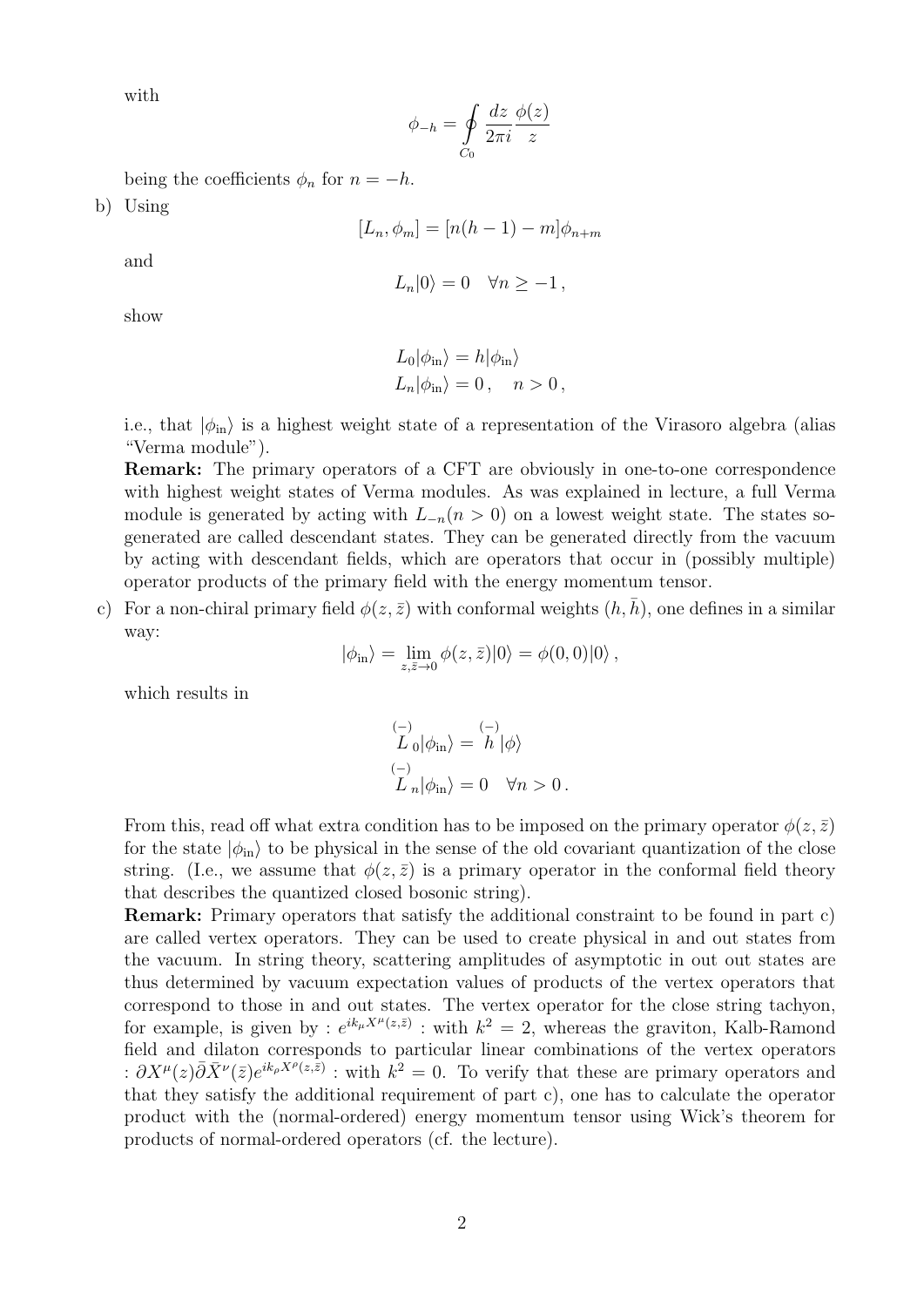with

$$\phi_{-h} = \oint_{C_0} \frac{dz}{2\pi i} \frac{\phi(z)}{z}$$

being the coefficients $\phi_n$ for $n = -h$.

b) Using

$$[L_n, \phi_m] = [n(h-1) - m]\phi_{n+m}$$

and

$$L_n|0\rangle = 0 \quad \forall n \geq -1\,,$$

show

$$\begin{aligned} L_0|\phi_{\text{in}}\rangle &= h|\phi_{\text{in}}\rangle \\ L_n|\phi_{\text{in}}\rangle &= 0\,, \quad n > 0\,, \end{aligned}$$

i.e., that $|\phi_{\text{in}}\rangle$ is a highest weight state of a representation of the Virasoro algebra (alias "Verma module").

**Remark:** The primary operators of a CFT are obviously in one-to-one correspondence with highest weight states of Verma modules. As was explained in lecture, a full Verma module is generated by acting with $L_{-n} (n > 0)$ on a lowest weight state. The states so-generated are called descendant states. They can be generated directly from the vacuum by acting with descendant fields, which are operators that occur in (possibly multiple) operator products of the primary field with the energy momentum tensor.

c) For a non-chiral primary field $\phi(z, \bar{z})$ with conformal weights $(h, \bar{h})$, one defines in a similar way:

$$|\phi_{\text{in}}\rangle = \lim_{z, \bar{z} \to 0} \phi(z, \bar{z})|0\rangle = \phi(0, 0)|0\rangle\,,$$

which results in

$$\begin{aligned} \overset{(-)}{L}_0|\phi_{\text{in}}\rangle &= \overset{(-)}{h}|\phi\rangle \\ \overset{(-)}{L}_n|\phi_{\text{in}}\rangle &= 0 \quad \forall n > 0\,. \end{aligned}$$

From this, read off what extra condition has to be imposed on the primary operator $\phi(z, \bar{z})$ for the state $|\phi_{\text{in}}\rangle$ to be physical in the sense of the old covariant quantization of the close string. (I.e., we assume that $\phi(z, \bar{z})$ is a primary operator in the conformal field theory that describes the quantized closed bosonic string).

**Remark:** Primary operators that satisfy the additional constraint to be found in part c) are called vertex operators. They can be used to create physical in and out states from the vacuum. In string theory, scattering amplitudes of asymptotic in out out states are thus determined by vacuum expectation values of products of the vertex operators that correspond to those in and out states. The vertex operator for the close string tachyon, for example, is given by $: e^{ik_\mu X^\mu(z,\bar{z})} :$ with $k^2 = 2$, whereas the graviton, Kalb-Ramond field and dilaton corresponds to particular linear combinations of the vertex operators $: \partial X^\mu(z)\bar{\partial}\bar{X}^\nu(\bar{z})e^{ik_\rho X^\rho(z,\bar{z})} :$ with $k^2 = 0$. To verify that these are primary operators and that they satisfy the additional requirement of part c), one has to calculate the operator product with the (normal-ordered) energy momentum tensor using Wick's theorem for products of normal-ordered operators (cf. the lecture).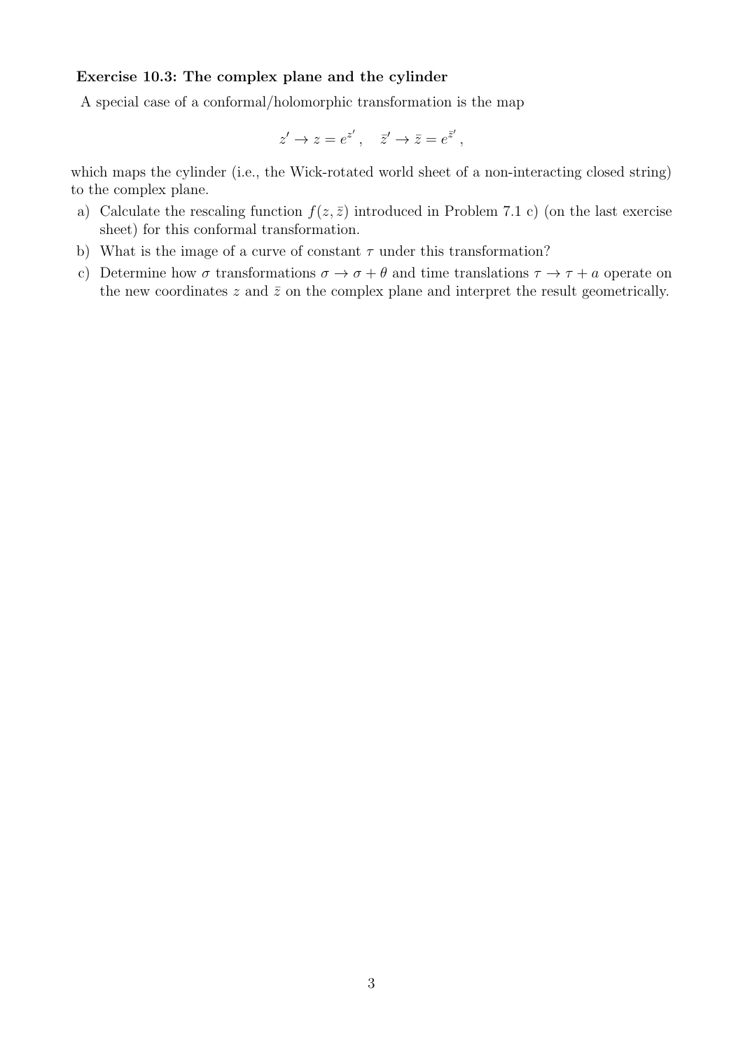### Exercise 10.3: The complex plane and the cylinder

A special case of a conformal/holomorphic transformation is the map

$$z' \to z = e^{z'}\,, \quad \bar{z}' \to \bar{z} = e^{\bar{z}'}\,,$$

which maps the cylinder (i.e., the Wick-rotated world sheet of a non-interacting closed string) to the complex plane.

a) Calculate the rescaling function $f(z, \bar{z})$ introduced in Problem 7.1 c) (on the last exercise sheet) for this conformal transformation.

b) What is the image of a curve of constant $\tau$ under this transformation?

c) Determine how $\sigma$ transformations $\sigma \to \sigma + \theta$ and time translations $\tau \to \tau + a$ operate on the new coordinates $z$ and $\bar{z}$ on the complex plane and interpret the result geometrically.